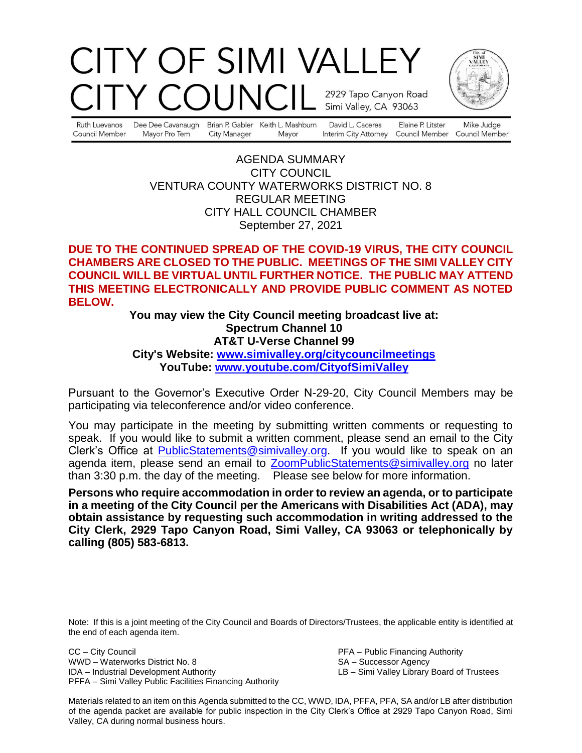# CITY OF SIMI VALLEY
# CITY COUNCIL

2929 Tapo Canyon Road
Simi Valley, CA 93063

| Ruth Luevanos | Dee Dee Cavanaugh | Brian P. Gabler | Keith L. Mashburn | David L. Caceres | Elaine P. Litster | Mike Judge |
|---|---|---|---|---|---|---|
| Council Member | Mayor Pro Tem | City Manager | Mayor | Interim City Attorney | Council Member | Council Member |

AGENDA SUMMARY
CITY COUNCIL
VENTURA COUNTY WATERWORKS DISTRICT NO. 8
REGULAR MEETING
CITY HALL COUNCIL CHAMBER
September 27, 2021

**DUE TO THE CONTINUED SPREAD OF THE COVID-19 VIRUS, THE CITY COUNCIL CHAMBERS ARE CLOSED TO THE PUBLIC. MEETINGS OF THE SIMI VALLEY CITY COUNCIL WILL BE VIRTUAL UNTIL FURTHER NOTICE. THE PUBLIC MAY ATTEND THIS MEETING ELECTRONICALLY AND PROVIDE PUBLIC COMMENT AS NOTED BELOW.**

**You may view the City Council meeting broadcast live at:**
**Spectrum Channel 10**
**AT&T U-Verse Channel 99**
**City's Website: [www.simivalley.org/citycouncilmeetings](http://www.simivalley.org/citycouncilmeetings)**
**YouTube: [www.youtube.com/CityofSimiValley](http://www.youtube.com/CityofSimiValley)**

Pursuant to the Governor's Executive Order N-29-20, City Council Members may be participating via teleconference and/or video conference.

You may participate in the meeting by submitting written comments or requesting to speak. If you would like to submit a written comment, please send an email to the City Clerk's Office at PublicStatements@simivalley.org. If you would like to speak on an agenda item, please send an email to ZoomPublicStatements@simivalley.org no later than 3:30 p.m. the day of the meeting. Please see below for more information.

**Persons who require accommodation in order to review an agenda, or to participate in a meeting of the City Council per the Americans with Disabilities Act (ADA), may obtain assistance by requesting such accommodation in writing addressed to the City Clerk, 2929 Tapo Canyon Road, Simi Valley, CA 93063 or telephonically by calling (805) 583-6813.**

Note: If this is a joint meeting of the City Council and Boards of Directors/Trustees, the applicable entity is identified at the end of each agenda item.

CC – City Council
WWD – Waterworks District No. 8
IDA – Industrial Development Authority
PFFA – Simi Valley Public Facilities Financing Authority
PFA – Public Financing Authority
SA – Successor Agency
LB – Simi Valley Library Board of Trustees

Materials related to an item on this Agenda submitted to the CC, WWD, IDA, PFFA, PFA, SA and/or LB after distribution of the agenda packet are available for public inspection in the City Clerk's Office at 2929 Tapo Canyon Road, Simi Valley, CA during normal business hours.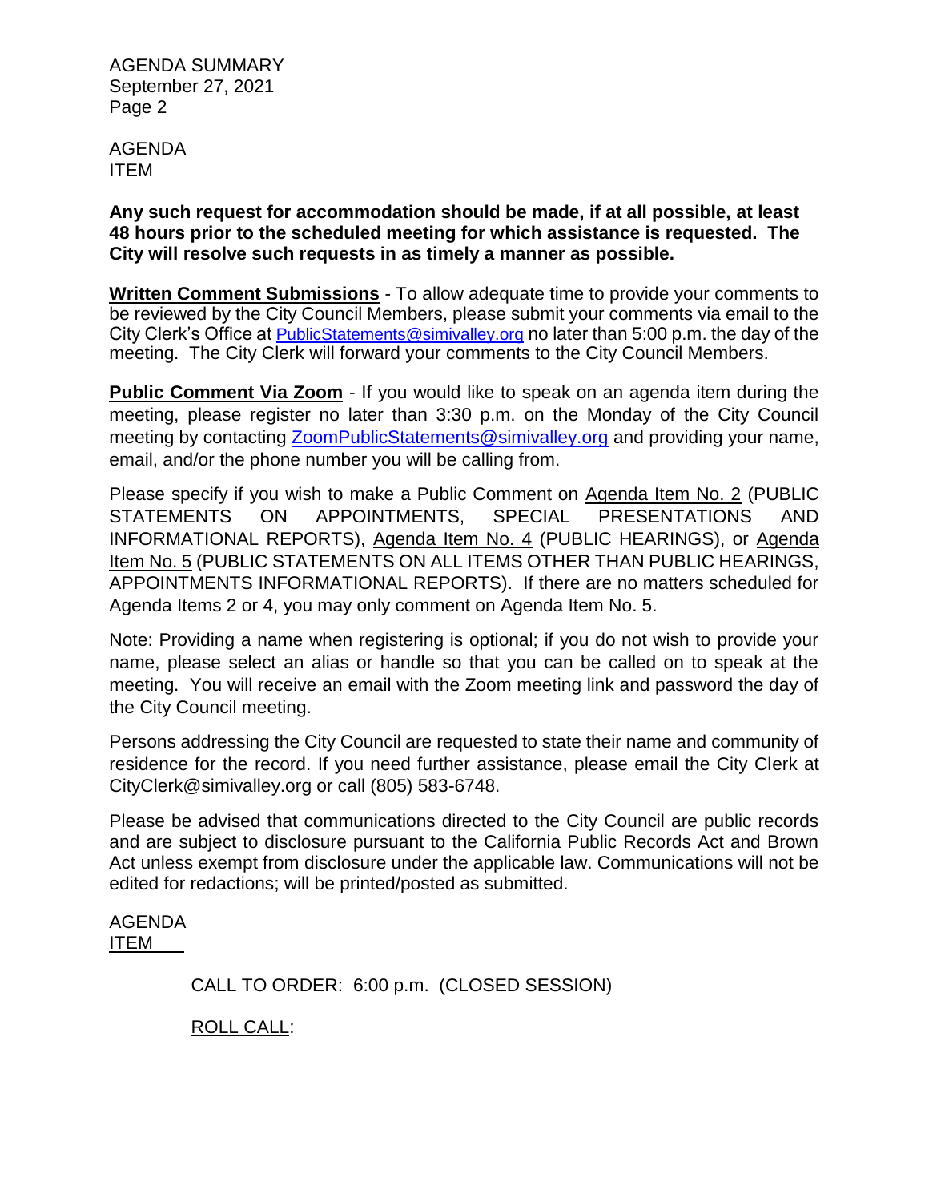AGENDA
ITEM

**Any such request for accommodation should be made, if at all possible, at least 48 hours prior to the scheduled meeting for which assistance is requested. The City will resolve such requests in as timely a manner as possible.**

**Written Comment Submissions** - To allow adequate time to provide your comments to be reviewed by the City Council Members, please submit your comments via email to the City Clerk's Office at PublicStatements@simivalley.org no later than 5:00 p.m. the day of the meeting. The City Clerk will forward your comments to the City Council Members.

**Public Comment Via Zoom** - If you would like to speak on an agenda item during the meeting, please register no later than 3:30 p.m. on the Monday of the City Council meeting by contacting ZoomPublicStatements@simivalley.org and providing your name, email, and/or the phone number you will be calling from.

Please specify if you wish to make a Public Comment on Agenda Item No. 2 (PUBLIC STATEMENTS ON APPOINTMENTS, SPECIAL PRESENTATIONS AND INFORMATIONAL REPORTS), Agenda Item No. 4 (PUBLIC HEARINGS), or Agenda Item No. 5 (PUBLIC STATEMENTS ON ALL ITEMS OTHER THAN PUBLIC HEARINGS, APPOINTMENTS INFORMATIONAL REPORTS). If there are no matters scheduled for Agenda Items 2 or 4, you may only comment on Agenda Item No. 5.

Note: Providing a name when registering is optional; if you do not wish to provide your name, please select an alias or handle so that you can be called on to speak at the meeting. You will receive an email with the Zoom meeting link and password the day of the City Council meeting.

Persons addressing the City Council are requested to state their name and community of residence for the record. If you need further assistance, please email the City Clerk at CityClerk@simivalley.org or call (805) 583-6748.

Please be advised that communications directed to the City Council are public records and are subject to disclosure pursuant to the California Public Records Act and Brown Act unless exempt from disclosure under the applicable law. Communications will not be edited for redactions; will be printed/posted as submitted.

AGENDA
ITEM

CALL TO ORDER: 6:00 p.m. (CLOSED SESSION)

ROLL CALL: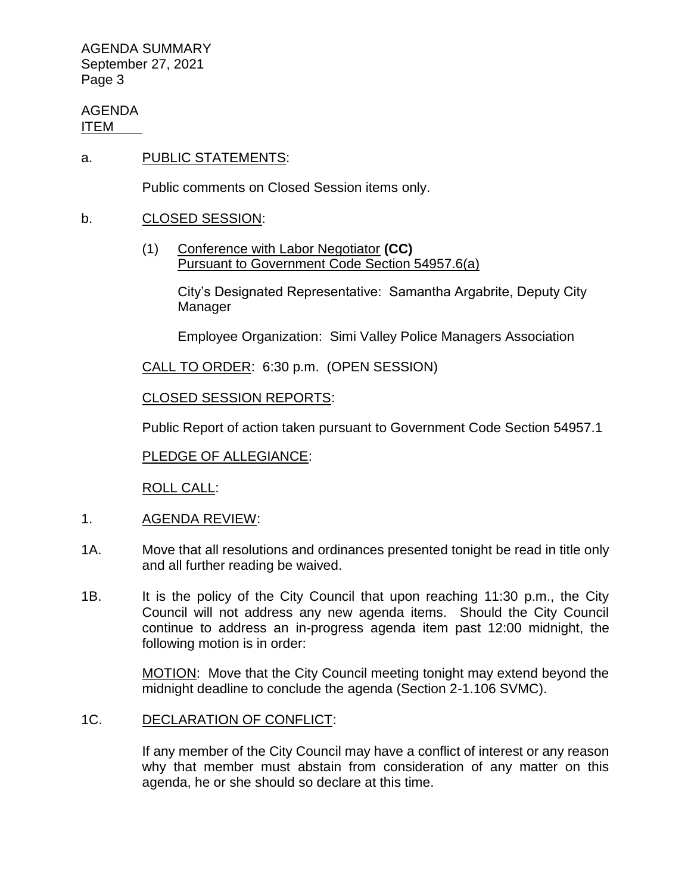AGENDA
ITEM

a. PUBLIC STATEMENTS:

Public comments on Closed Session items only.

b. CLOSED SESSION:

(1) Conference with Labor Negotiator **(CC)**
Pursuant to Government Code Section 54957.6(a)

City's Designated Representative: Samantha Argabrite, Deputy City Manager

Employee Organization: Simi Valley Police Managers Association

CALL TO ORDER: 6:30 p.m. (OPEN SESSION)

CLOSED SESSION REPORTS:

Public Report of action taken pursuant to Government Code Section 54957.1

PLEDGE OF ALLEGIANCE:

ROLL CALL:

1. AGENDA REVIEW:

1A. Move that all resolutions and ordinances presented tonight be read in title only and all further reading be waived.

1B. It is the policy of the City Council that upon reaching 11:30 p.m., the City Council will not address any new agenda items. Should the City Council continue to address an in-progress agenda item past 12:00 midnight, the following motion is in order:

MOTION: Move that the City Council meeting tonight may extend beyond the midnight deadline to conclude the agenda (Section 2-1.106 SVMC).

1C. DECLARATION OF CONFLICT:

If any member of the City Council may have a conflict of interest or any reason why that member must abstain from consideration of any matter on this agenda, he or she should so declare at this time.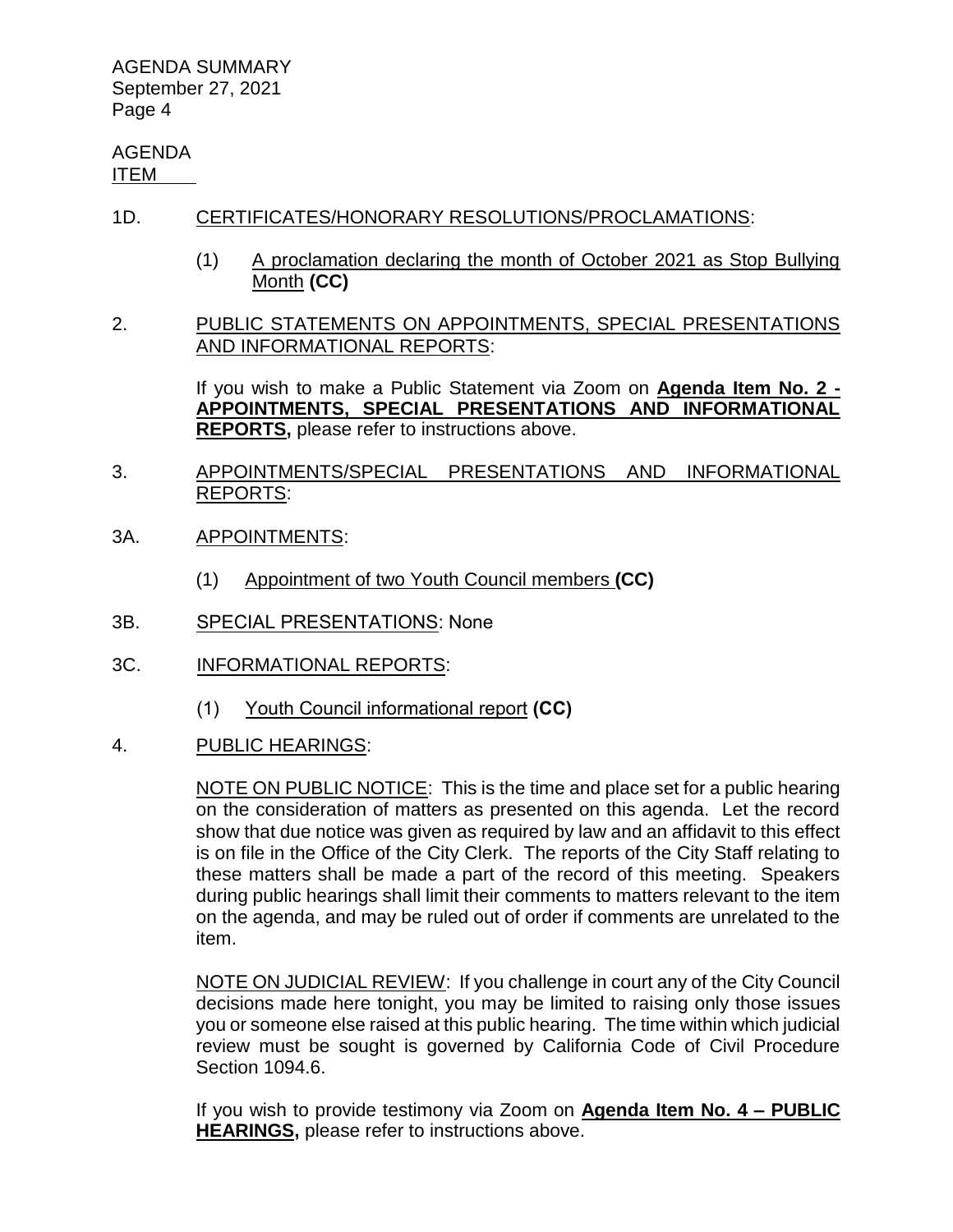AGENDA
ITEM

1D. CERTIFICATES/HONORARY RESOLUTIONS/PROCLAMATIONS:

(1) A proclamation declaring the month of October 2021 as Stop Bullying Month **(CC)**

2. PUBLIC STATEMENTS ON APPOINTMENTS, SPECIAL PRESENTATIONS AND INFORMATIONAL REPORTS:

If you wish to make a Public Statement via Zoom on **Agenda Item No. 2 - APPOINTMENTS, SPECIAL PRESENTATIONS AND INFORMATIONAL REPORTS,** please refer to instructions above.

3. APPOINTMENTS/SPECIAL PRESENTATIONS AND INFORMATIONAL REPORTS:

3A. APPOINTMENTS:

(1) Appointment of two Youth Council members **(CC)**

3B. SPECIAL PRESENTATIONS: None

3C. INFORMATIONAL REPORTS:

(1) Youth Council informational report **(CC)**

4. PUBLIC HEARINGS:

NOTE ON PUBLIC NOTICE: This is the time and place set for a public hearing on the consideration of matters as presented on this agenda. Let the record show that due notice was given as required by law and an affidavit to this effect is on file in the Office of the City Clerk. The reports of the City Staff relating to these matters shall be made a part of the record of this meeting. Speakers during public hearings shall limit their comments to matters relevant to the item on the agenda, and may be ruled out of order if comments are unrelated to the item.

NOTE ON JUDICIAL REVIEW: If you challenge in court any of the City Council decisions made here tonight, you may be limited to raising only those issues you or someone else raised at this public hearing. The time within which judicial review must be sought is governed by California Code of Civil Procedure Section 1094.6.

If you wish to provide testimony via Zoom on **Agenda Item No. 4 – PUBLIC HEARINGS,** please refer to instructions above.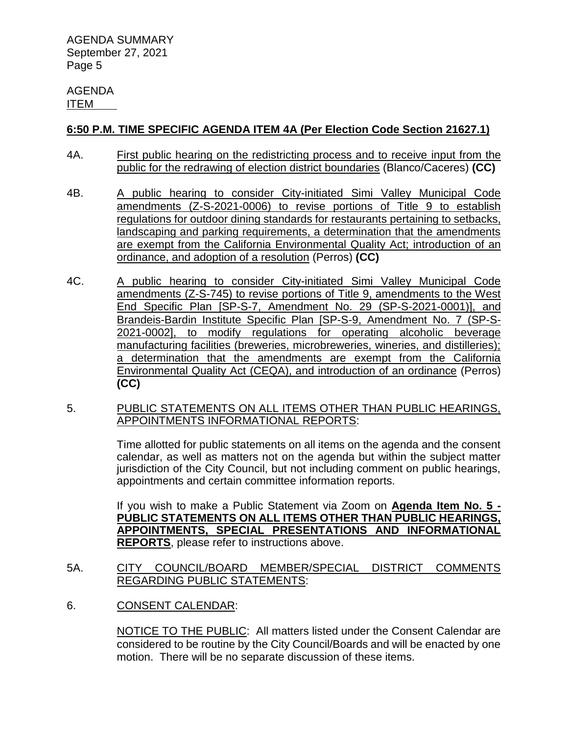AGENDA
ITEM

**6:50 P.M. TIME SPECIFIC AGENDA ITEM 4A (Per Election Code Section 21627.1)**

4A. First public hearing on the redistricting process and to receive input from the public for the redrawing of election district boundaries (Blanco/Caceres) **(CC)**

4B. A public hearing to consider City-initiated Simi Valley Municipal Code amendments (Z-S-2021-0006) to revise portions of Title 9 to establish regulations for outdoor dining standards for restaurants pertaining to setbacks, landscaping and parking requirements, a determination that the amendments are exempt from the California Environmental Quality Act; introduction of an ordinance, and adoption of a resolution (Perros) **(CC)**

4C. A public hearing to consider City-initiated Simi Valley Municipal Code amendments (Z-S-745) to revise portions of Title 9, amendments to the West End Specific Plan [SP-S-7, Amendment No. 29 (SP-S-2021-0001)], and Brandeis-Bardin Institute Specific Plan [SP-S-9, Amendment No. 7 (SP-S-2021-0002], to modify regulations for operating alcoholic beverage manufacturing facilities (breweries, microbreweries, wineries, and distilleries); a determination that the amendments are exempt from the California Environmental Quality Act (CEQA), and introduction of an ordinance (Perros) **(CC)**

5. PUBLIC STATEMENTS ON ALL ITEMS OTHER THAN PUBLIC HEARINGS, APPOINTMENTS INFORMATIONAL REPORTS:

Time allotted for public statements on all items on the agenda and the consent calendar, as well as matters not on the agenda but within the subject matter jurisdiction of the City Council, but not including comment on public hearings, appointments and certain committee information reports.

If you wish to make a Public Statement via Zoom on **Agenda Item No. 5 - PUBLIC STATEMENTS ON ALL ITEMS OTHER THAN PUBLIC HEARINGS, APPOINTMENTS, SPECIAL PRESENTATIONS AND INFORMATIONAL REPORTS**, please refer to instructions above.

5A. CITY COUNCIL/BOARD MEMBER/SPECIAL DISTRICT COMMENTS REGARDING PUBLIC STATEMENTS:

6. CONSENT CALENDAR:

NOTICE TO THE PUBLIC: All matters listed under the Consent Calendar are considered to be routine by the City Council/Boards and will be enacted by one motion. There will be no separate discussion of these items.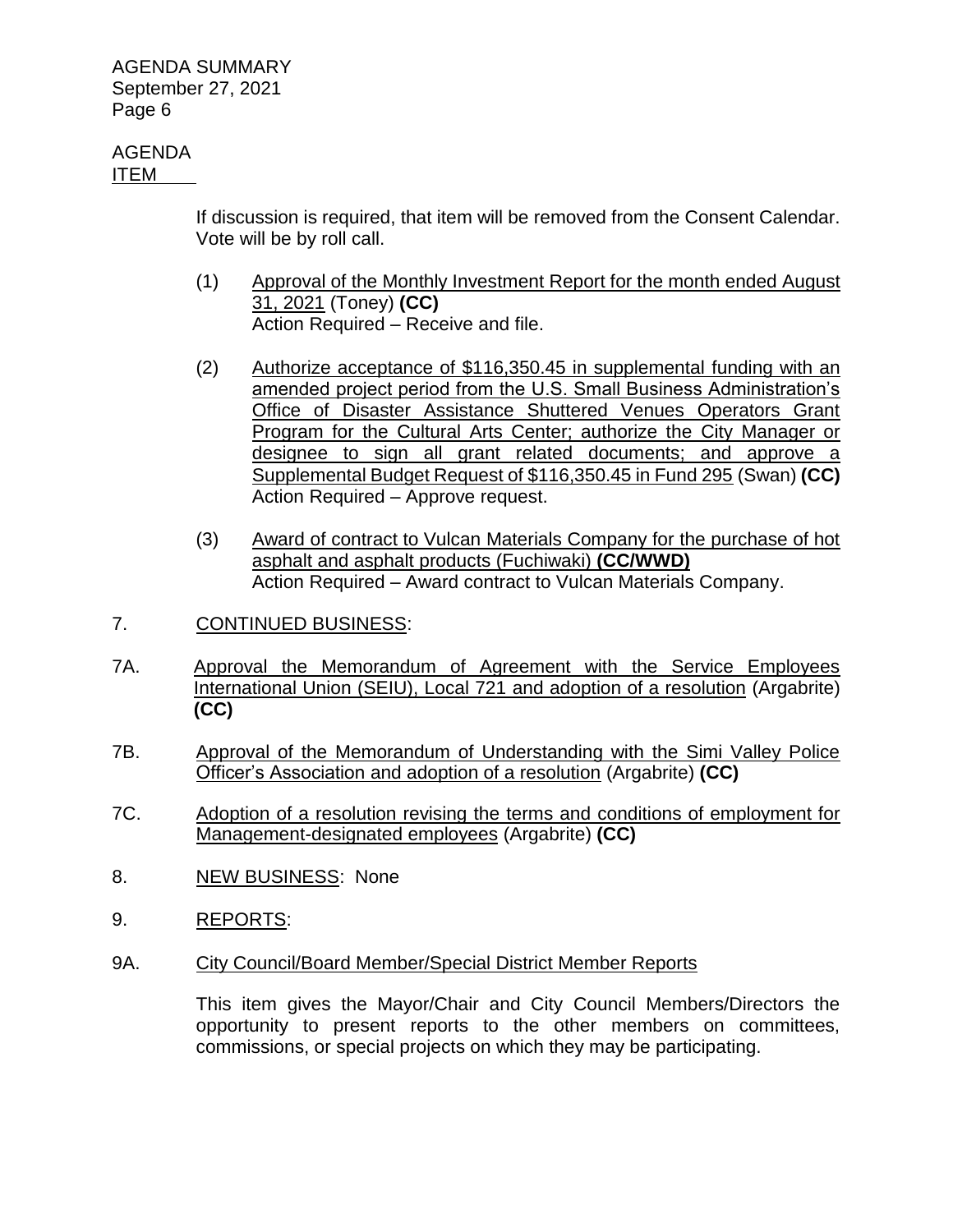AGENDA ITEM

If discussion is required, that item will be removed from the Consent Calendar. Vote will be by roll call.

(1) Approval of the Monthly Investment Report for the month ended August 31, 2021 (Toney) **(CC)**
Action Required – Receive and file.

(2) Authorize acceptance of $116,350.45 in supplemental funding with an amended project period from the U.S. Small Business Administration's Office of Disaster Assistance Shuttered Venues Operators Grant Program for the Cultural Arts Center; authorize the City Manager or designee to sign all grant related documents; and approve a Supplemental Budget Request of $116,350.45 in Fund 295 (Swan) **(CC)**
Action Required – Approve request.

(3) Award of contract to Vulcan Materials Company for the purchase of hot asphalt and asphalt products (Fuchiwaki) **(CC/WWD)**
Action Required – Award contract to Vulcan Materials Company.

7. CONTINUED BUSINESS:

7A. Approval the Memorandum of Agreement with the Service Employees International Union (SEIU), Local 721 and adoption of a resolution (Argabrite) **(CC)**

7B. Approval of the Memorandum of Understanding with the Simi Valley Police Officer's Association and adoption of a resolution (Argabrite) **(CC)**

7C. Adoption of a resolution revising the terms and conditions of employment for Management-designated employees (Argabrite) **(CC)**

8. NEW BUSINESS: None

9. REPORTS:

9A. City Council/Board Member/Special District Member Reports

This item gives the Mayor/Chair and City Council Members/Directors the opportunity to present reports to the other members on committees, commissions, or special projects on which they may be participating.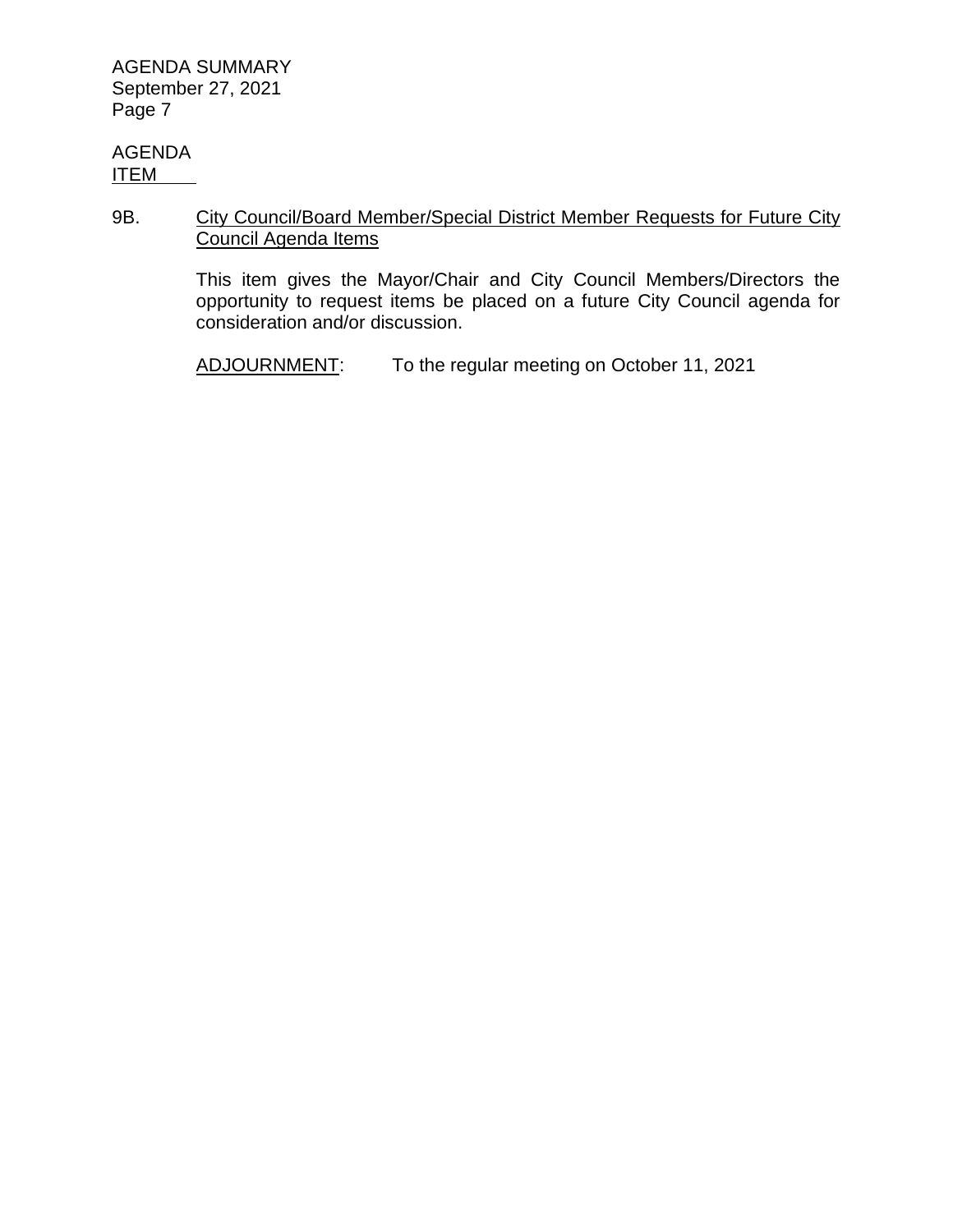AGENDA ITEM

9B. City Council/Board Member/Special District Member Requests for Future City Council Agenda Items

This item gives the Mayor/Chair and City Council Members/Directors the opportunity to request items be placed on a future City Council agenda for consideration and/or discussion.

ADJOURNMENT: To the regular meeting on October 11, 2021